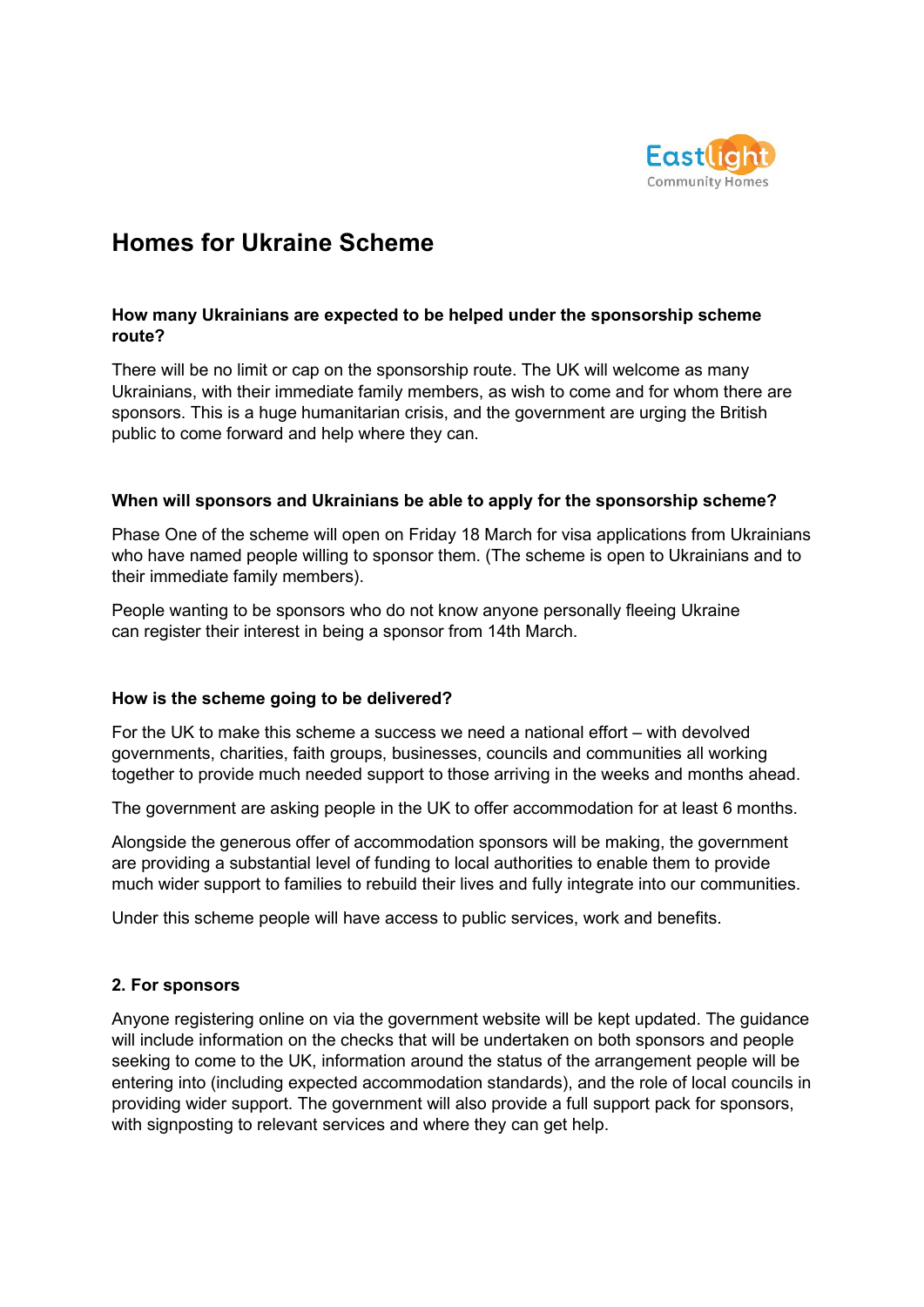# Homes for Ukraine Scheme

**How many Ukrainians are expected to be helped under the sponsorship scheme route?**

There will be no limit or cap on the sponsorship route. The UK will welcome as many Ukrainians, with their immediate family members, as wish to come and for whom there are sponsors. This is a huge humanitarian crisis, and the government are urging the British public to come forward and help where they can.

**When will sponsors and Ukrainians be able to apply for the sponsorship scheme?**

Phase One of the scheme will open on Friday 18 March for visa applications from Ukrainians who have named people willing to sponsor them. (The scheme is open to Ukrainians and to their immediate family members).

People wanting to be sponsors who do not know anyone personally fleeing Ukraine can register their interest in being a sponsor from 14th March.

**How is the scheme going to be delivered?**

For the UK to make this scheme a success we need a national effort – with devolved governments, charities, faith groups, businesses, councils and communities all working together to provide much needed support to those arriving in the weeks and months ahead.

The government are asking people in the UK to offer accommodation for at least 6 months.

Alongside the generous offer of accommodation sponsors will be making, the government are providing a substantial level of funding to local authorities to enable them to provide much wider support to families to rebuild their lives and fully integrate into our communities.

Under this scheme people will have access to public services, work and benefits.

**2. For sponsors**

Anyone registering online on via the government website will be kept updated. The guidance will include information on the checks that will be undertaken on both sponsors and people seeking to come to the UK, information around the status of the arrangement people will be entering into (including expected accommodation standards), and the role of local councils in providing wider support. The government will also provide a full support pack for sponsors, with signposting to relevant services and where they can get help.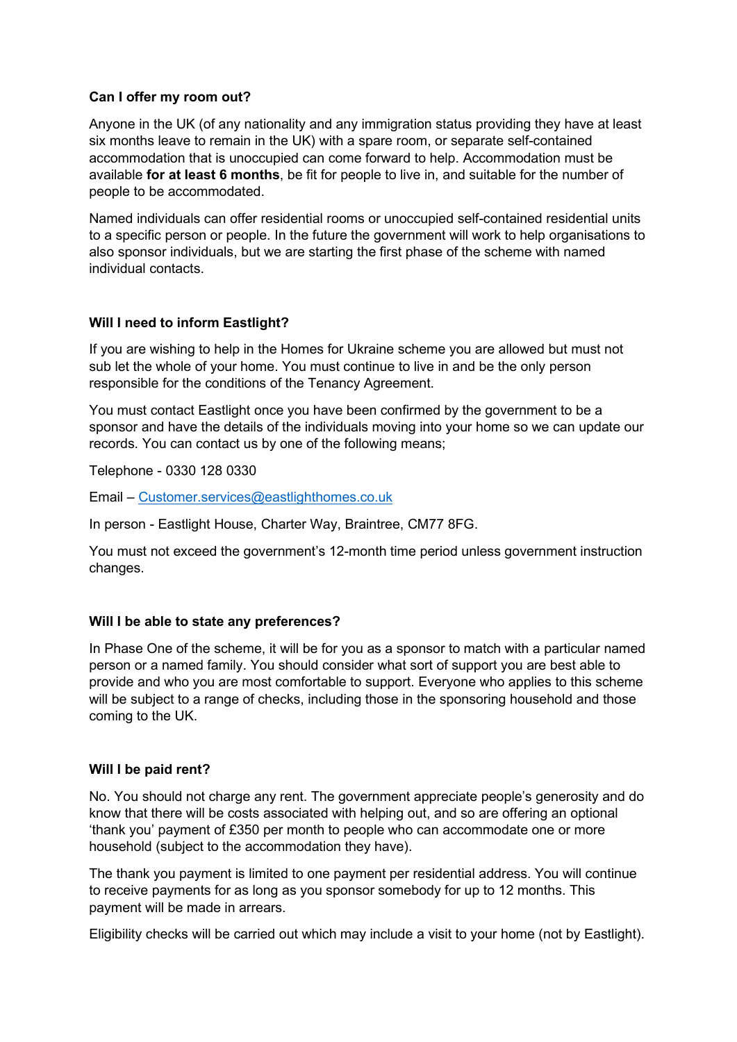**Can I offer my room out?**

Anyone in the UK (of any nationality and any immigration status providing they have at least six months leave to remain in the UK) with a spare room, or separate self-contained accommodation that is unoccupied can come forward to help. Accommodation must be available **for at least 6 months**, be fit for people to live in, and suitable for the number of people to be accommodated.

Named individuals can offer residential rooms or unoccupied self-contained residential units to a specific person or people. In the future the government will work to help organisations to also sponsor individuals, but we are starting the first phase of the scheme with named individual contacts.

**Will I need to inform Eastlight?**

If you are wishing to help in the Homes for Ukraine scheme you are allowed but must not sub let the whole of your home. You must continue to live in and be the only person responsible for the conditions of the Tenancy Agreement.

You must contact Eastlight once you have been confirmed by the government to be a sponsor and have the details of the individuals moving into your home so we can update our records. You can contact us by one of the following means;

Telephone - 0330 128 0330

Email – [Customer.services@eastlighthomes.co.uk](mailto:Customer.services@eastlighthomes.co.uk)

In person - Eastlight House, Charter Way, Braintree, CM77 8FG.

You must not exceed the government's 12-month time period unless government instruction changes.

**Will I be able to state any preferences?**

In Phase One of the scheme, it will be for you as a sponsor to match with a particular named person or a named family. You should consider what sort of support you are best able to provide and who you are most comfortable to support. Everyone who applies to this scheme will be subject to a range of checks, including those in the sponsoring household and those coming to the UK.

**Will I be paid rent?**

No. You should not charge any rent. The government appreciate people's generosity and do know that there will be costs associated with helping out, and so are offering an optional 'thank you' payment of £350 per month to people who can accommodate one or more household (subject to the accommodation they have).

The thank you payment is limited to one payment per residential address. You will continue to receive payments for as long as you sponsor somebody for up to 12 months. This payment will be made in arrears.

Eligibility checks will be carried out which may include a visit to your home (not by Eastlight).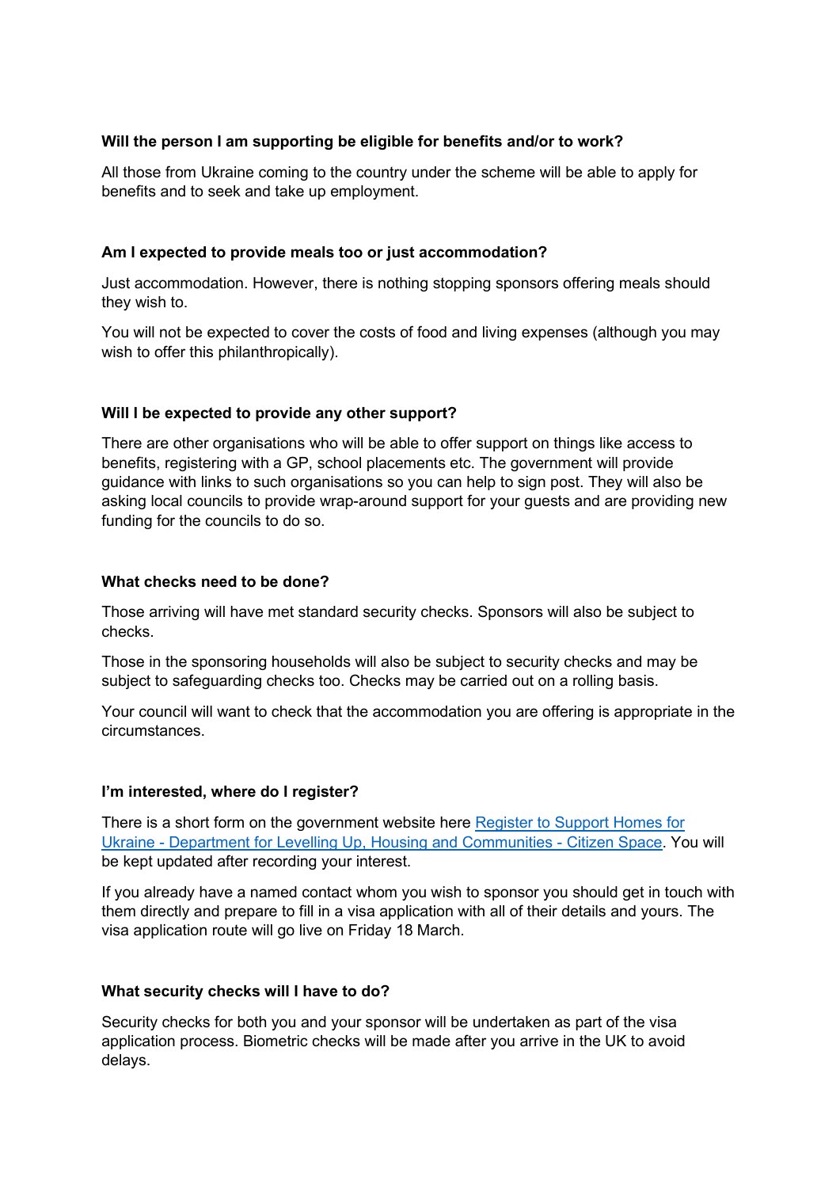**Will the person I am supporting be eligible for benefits and/or to work?**

All those from Ukraine coming to the country under the scheme will be able to apply for benefits and to seek and take up employment.

**Am I expected to provide meals too or just accommodation?**

Just accommodation. However, there is nothing stopping sponsors offering meals should they wish to.

You will not be expected to cover the costs of food and living expenses (although you may wish to offer this philanthropically).

**Will I be expected to provide any other support?**

There are other organisations who will be able to offer support on things like access to benefits, registering with a GP, school placements etc. The government will provide guidance with links to such organisations so you can help to sign post. They will also be asking local councils to provide wrap-around support for your guests and are providing new funding for the councils to do so.

**What checks need to be done?**

Those arriving will have met standard security checks. Sponsors will also be subject to checks.

Those in the sponsoring households will also be subject to security checks and may be subject to safeguarding checks too. Checks may be carried out on a rolling basis.

Your council will want to check that the accommodation you are offering is appropriate in the circumstances.

**I'm interested, where do I register?**

There is a short form on the government website here [Register to Support Homes for Ukraine - Department for Levelling Up, Housing and Communities - Citizen Space](). You will be kept updated after recording your interest.

If you already have a named contact whom you wish to sponsor you should get in touch with them directly and prepare to fill in a visa application with all of their details and yours. The visa application route will go live on Friday 18 March.

**What security checks will I have to do?**

Security checks for both you and your sponsor will be undertaken as part of the visa application process. Biometric checks will be made after you arrive in the UK to avoid delays.